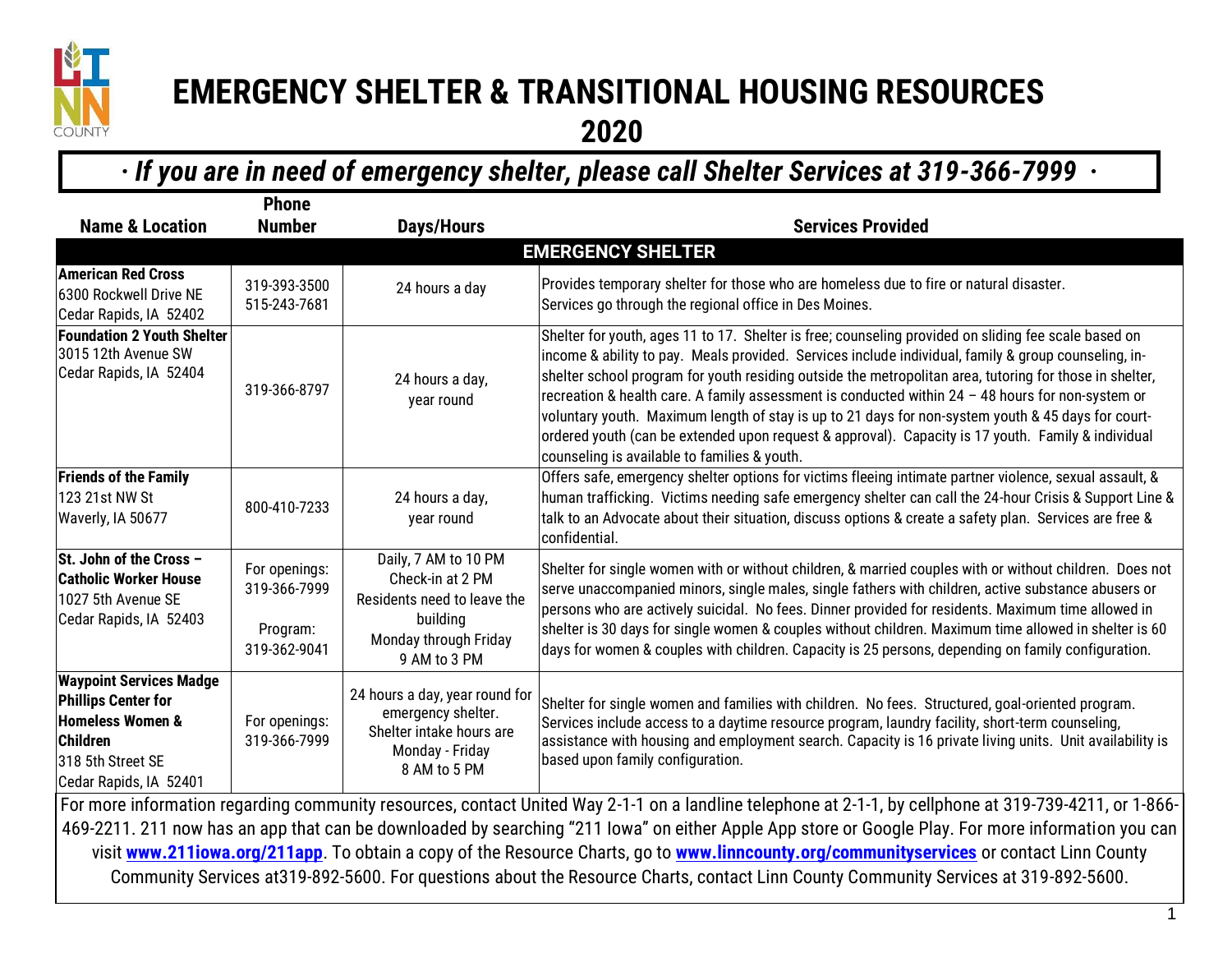# EMERGENCY SHELTER & TRANSITIONAL HOUSING RESOURCES 2020

**· *If you are in need of emergency shelter, please call Shelter Services at 319-366-7999* ·**

| Name & Location | Phone Number | Days/Hours | Services Provided |
|---|---|---|---|
| **EMERGENCY SHELTER** | | | |
| **American Red Cross**<br>6300 Rockwell Drive NE<br>Cedar Rapids, IA 52402 | 319-393-3500<br>515-243-7681 | 24 hours a day | Provides temporary shelter for those who are homeless due to fire or natural disaster.<br>Services go through the regional office in Des Moines. |
| **Foundation 2 Youth Shelter**<br>3015 12th Avenue SW<br>Cedar Rapids, IA 52404 | 319-366-8797 | 24 hours a day, year round | Shelter for youth, ages 11 to 17. Shelter is free; counseling provided on sliding fee scale based on income & ability to pay. Meals provided. Services include individual, family & group counseling, in-shelter school program for youth residing outside the metropolitan area, tutoring for those in shelter, recreation & health care. A family assessment is conducted within 24 – 48 hours for non-system or voluntary youth. Maximum length of stay is up to 21 days for non-system youth & 45 days for court-ordered youth (can be extended upon request & approval). Capacity is 17 youth. Family & individual counseling is available to families & youth. |
| **Friends of the Family**<br>123 21st NW St<br>Waverly, IA 50677 | 800-410-7233 | 24 hours a day, year round | Offers safe, emergency shelter options for victims fleeing intimate partner violence, sexual assault, & human trafficking. Victims needing safe emergency shelter can call the 24-hour Crisis & Support Line & talk to an Advocate about their situation, discuss options & create a safety plan. Services are free & confidential. |
| **St. John of the Cross – Catholic Worker House**<br>1027 5th Avenue SE<br>Cedar Rapids, IA 52403 | For openings: 319-366-7999<br><br>Program: 319-362-9041 | Daily, 7 AM to 10 PM<br>Check-in at 2 PM<br>Residents need to leave the building<br>Monday through Friday<br>9 AM to 3 PM | Shelter for single women with or without children, & married couples with or without children. Does not serve unaccompanied minors, single males, single fathers with children, active substance abusers or persons who are actively suicidal. No fees. Dinner provided for residents. Maximum time allowed in shelter is 30 days for single women & couples without children. Maximum time allowed in shelter is 60 days for women & couples with children. Capacity is 25 persons, depending on family configuration. |
| **Waypoint Services Madge Phillips Center for Homeless Women & Children**<br>318 5th Street SE<br>Cedar Rapids, IA 52401 | For openings: 319-366-7999 | 24 hours a day, year round for emergency shelter.<br>Shelter intake hours are Monday - Friday<br>8 AM to 5 PM | Shelter for single women and families with children. No fees. Structured, goal-oriented program. Services include access to a daytime resource program, laundry facility, short-term counseling, assistance with housing and employment search. Capacity is 16 private living units. Unit availability is based upon family configuration. |

For more information regarding community resources, contact United Way 2-1-1 on a landline telephone at 2-1-1, by cellphone at 319-739-4211, or 1-866-469-2211. 211 now has an app that can be downloaded by searching "211 Iowa" on either Apple App store or Google Play. For more information you can visit **www.211iowa.org/211app**. To obtain a copy of the Resource Charts, go to **www.linncounty.org/communityservices** or contact Linn County Community Services at319-892-5600. For questions about the Resource Charts, contact Linn County Community Services at 319-892-5600.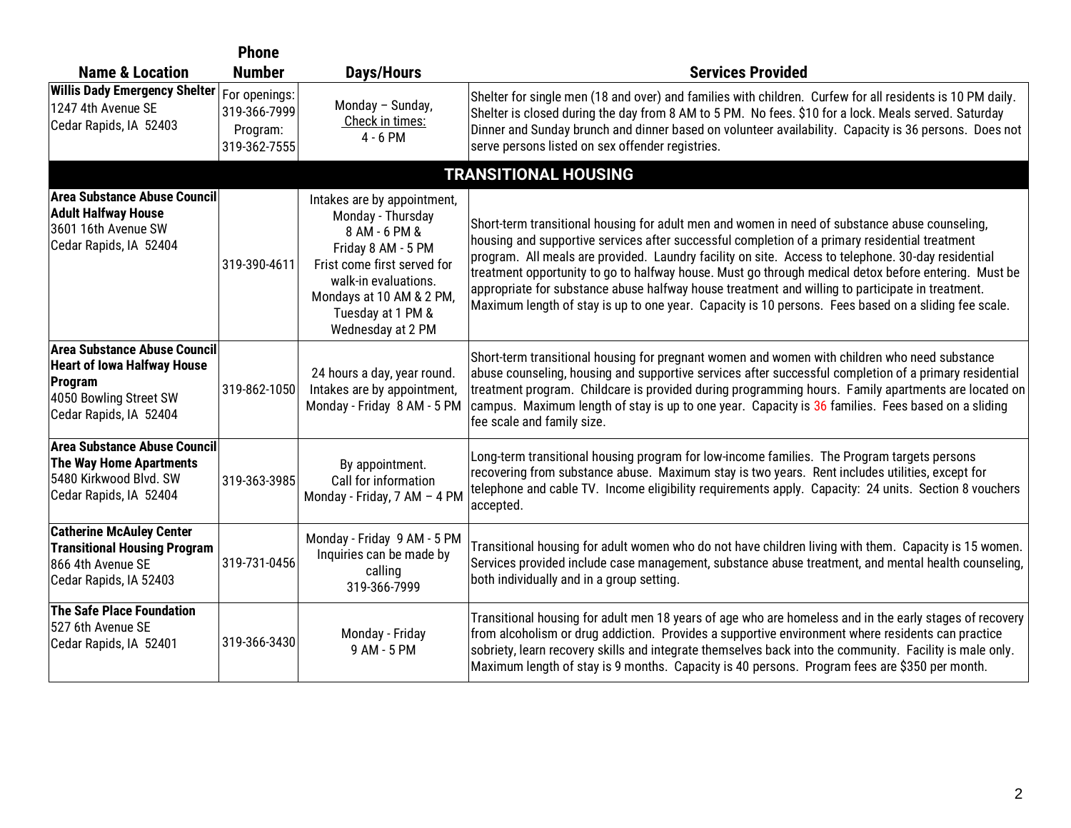| Name & Location | Phone Number | Days/Hours | Services Provided |
|---|---|---|---|
| **Willis Dady Emergency Shelter** 1247 4th Avenue SE Cedar Rapids, IA 52403 | For openings: 319-366-7999 Program: 319-362-7555 | Monday – Sunday, Check in times: 4 - 6 PM | Shelter for single men (18 and over) and families with children. Curfew for all residents is 10 PM daily. Shelter is closed during the day from 8 AM to 5 PM. No fees. $10 for a lock. Meals served. Saturday Dinner and Sunday brunch and dinner based on volunteer availability. Capacity is 36 persons. Does not serve persons listed on sex offender registries. |
| **TRANSITIONAL HOUSING** | | | |
| **Area Substance Abuse Council Adult Halfway House** 3601 16th Avenue SW Cedar Rapids, IA 52404 | 319-390-4611 | Intakes are by appointment, Monday - Thursday 8 AM - 6 PM & Friday 8 AM - 5 PM Frist come first served for walk-in evaluations. Mondays at 10 AM & 2 PM, Tuesday at 1 PM & Wednesday at 2 PM | Short-term transitional housing for adult men and women in need of substance abuse counseling, housing and supportive services after successful completion of a primary residential treatment program. All meals are provided. Laundry facility on site. Access to telephone. 30-day residential treatment opportunity to go to halfway house. Must go through medical detox before entering. Must be appropriate for substance abuse halfway house treatment and willing to participate in treatment. Maximum length of stay is up to one year. Capacity is 10 persons. Fees based on a sliding fee scale. |
| **Area Substance Abuse Council Heart of Iowa Halfway House Program** 4050 Bowling Street SW Cedar Rapids, IA 52404 | 319-862-1050 | 24 hours a day, year round. Intakes are by appointment, Monday - Friday 8 AM - 5 PM | Short-term transitional housing for pregnant women and women with children who need substance abuse counseling, housing and supportive services after successful completion of a primary residential treatment program. Childcare is provided during programming hours. Family apartments are located on campus. Maximum length of stay is up to one year. Capacity is 36 families. Fees based on a sliding fee scale and family size. |
| **Area Substance Abuse Council The Way Home Apartments** 5480 Kirkwood Blvd. SW Cedar Rapids, IA 52404 | 319-363-3985 | By appointment. Call for information Monday - Friday, 7 AM – 4 PM | Long-term transitional housing program for low-income families. The Program targets persons recovering from substance abuse. Maximum stay is two years. Rent includes utilities, except for telephone and cable TV. Income eligibility requirements apply. Capacity: 24 units. Section 8 vouchers accepted. |
| **Catherine McAuley Center Transitional Housing Program** 866 4th Avenue SE Cedar Rapids, IA 52403 | 319-731-0456 | Monday - Friday 9 AM - 5 PM Inquiries can be made by calling 319-366-7999 | Transitional housing for adult women who do not have children living with them. Capacity is 15 women. Services provided include case management, substance abuse treatment, and mental health counseling, both individually and in a group setting. |
| **The Safe Place Foundation** 527 6th Avenue SE Cedar Rapids, IA 52401 | 319-366-3430 | Monday - Friday 9 AM - 5 PM | Transitional housing for adult men 18 years of age who are homeless and in the early stages of recovery from alcoholism or drug addiction. Provides a supportive environment where residents can practice sobriety, learn recovery skills and integrate themselves back into the community. Facility is male only. Maximum length of stay is 9 months. Capacity is 40 persons. Program fees are $350 per month. |